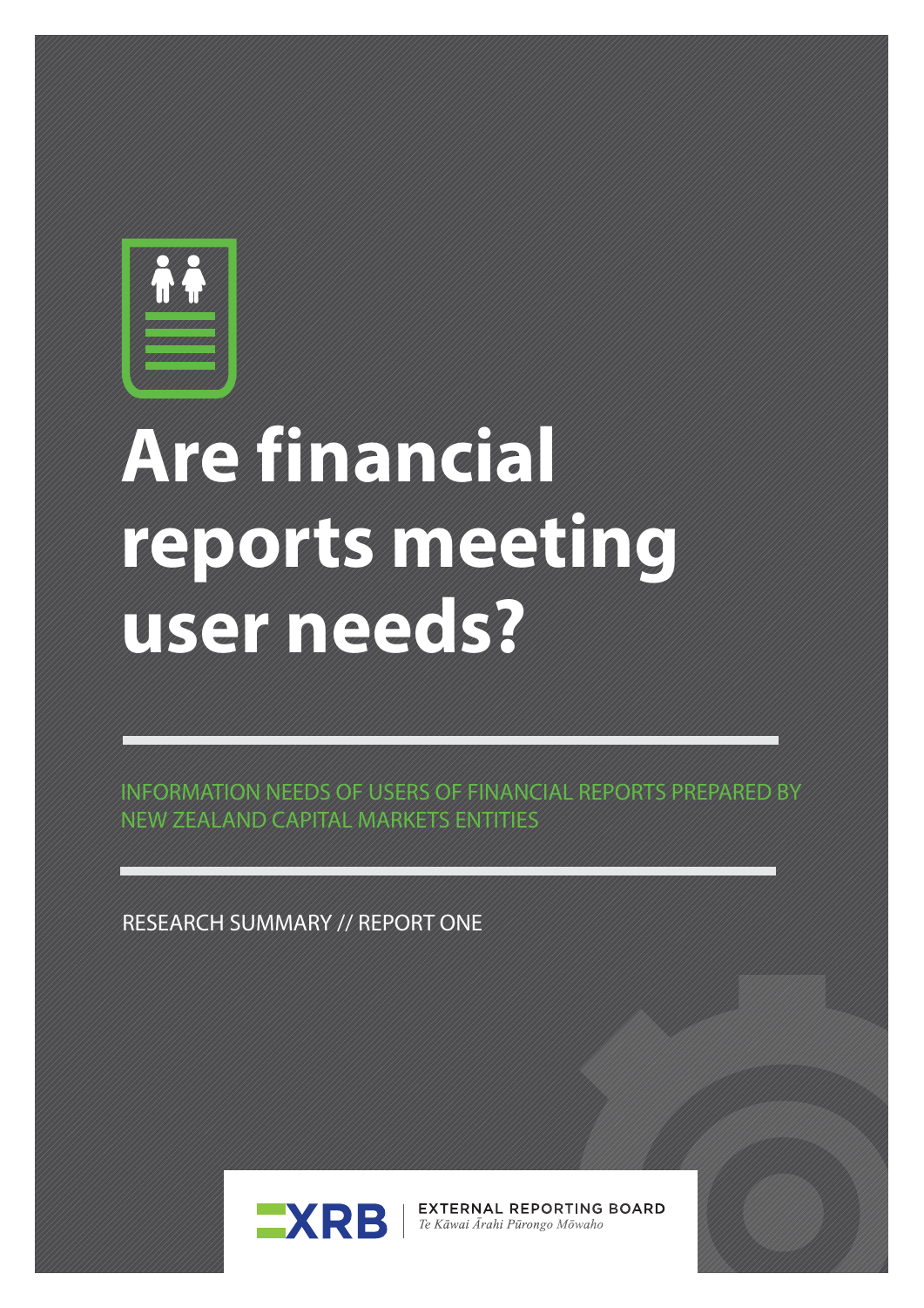# Are financial reports meeting user needs?

INFORMATION NEEDS OF USERS OF FINANCIAL REPORTS PREPARED BY NEW ZEALAND CAPITAL MARKETS ENTITIES

RESEARCH SUMMARY // REPORT ONE

XRB | EXTERNAL REPORTING BOARD
*Te Kāwai Ārahi Pūrongo Mōwaho*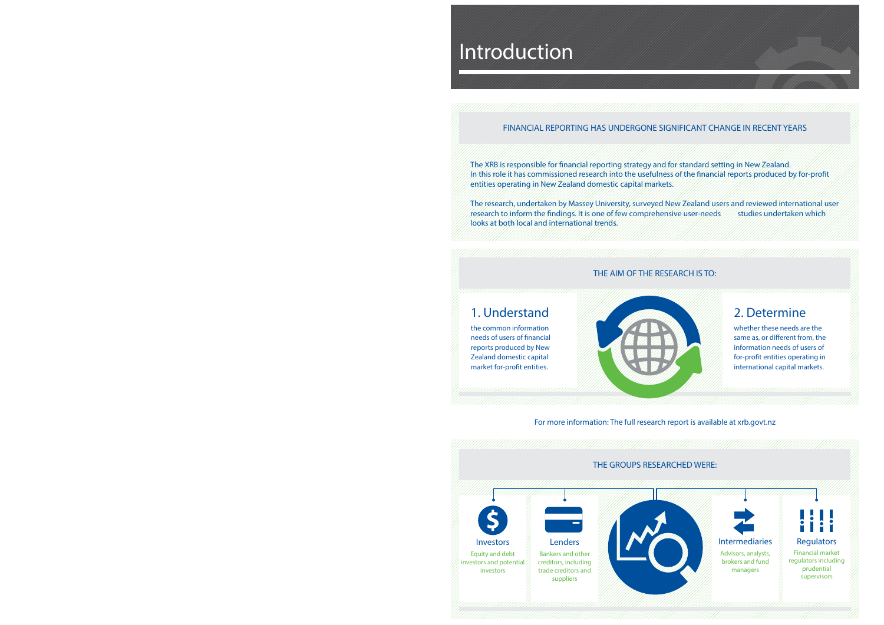# Introduction

## FINANCIAL REPORTING HAS UNDERGONE SIGNIFICANT CHANGE IN RECENT YEARS

The XRB is responsible for financial reporting strategy and for standard setting in New Zealand. In this role it has commissioned research into the usefulness of the financial reports produced by for-profit entities operating in New Zealand domestic capital markets.

The research, undertaken by Massey University, surveyed New Zealand users and reviewed international user research to inform the findings. It is one of few comprehensive user-needs studies undertaken which looks at both local and international trends.

## THE AIM OF THE RESEARCH IS TO:

### 1. Understand

the common information needs of users of financial reports produced by New Zealand domestic capital market for-profit entities.

### 2. Determine

whether these needs are the same as, or different from, the information needs of users of for-profit entities operating in international capital markets.

For more information: The full research report is available at xrb.govt.nz

## THE GROUPS RESEARCHED WERE:

**Investors**
Equity and debt investors and potential investors

**Lenders**
Bankers and other creditors, including trade creditors and suppliers

**Intermediaries**
Advisors, analysts, brokers and fund managers

**Regulators**
Financial market regulators including prudential supervisors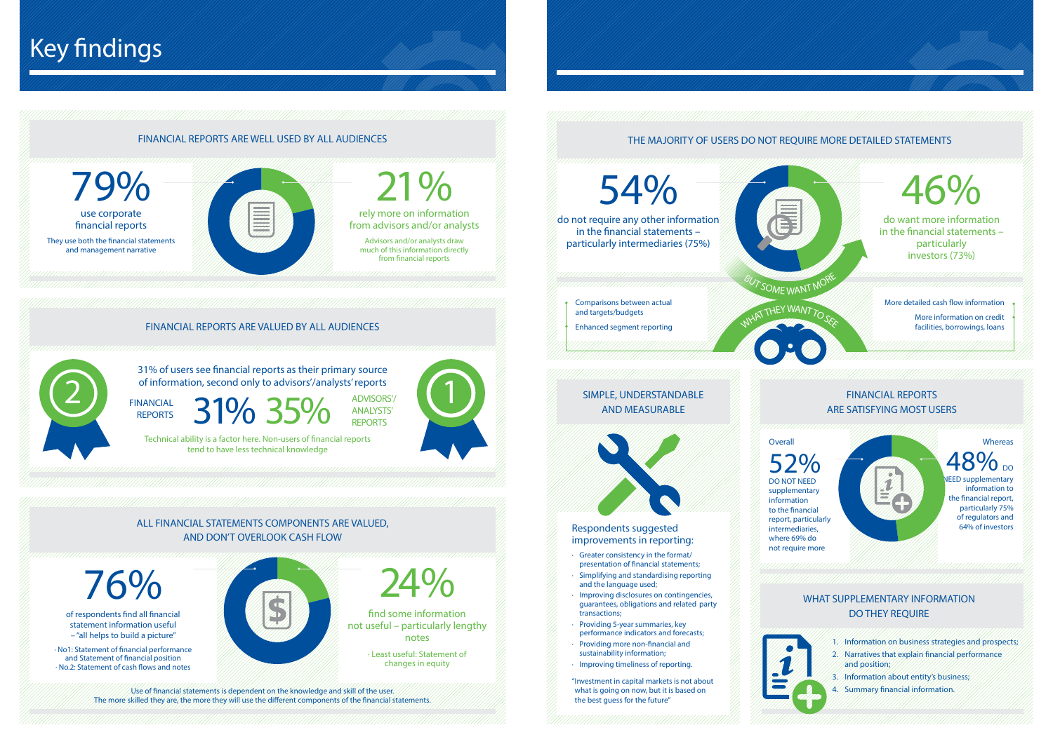# Key findings

## FINANCIAL REPORTS ARE WELL USED BY ALL AUDIENCES

**79%**

use corporate financial reports

They use both the financial statements and management narrative

**21%**

rely more on information from advisors and/or analysts

Advisors and/or analysts draw much of this information directly from financial reports

## FINANCIAL REPORTS ARE VALUED BY ALL AUDIENCES

31% of users see financial reports as their primary source of information, second only to advisors'/analysts' reports

FINANCIAL REPORTS **31%** **35%** ADVISORS'/ ANALYSTS' REPORTS

Technical ability is a factor here. Non-users of financial reports tend to have less technical knowledge

## ALL FINANCIAL STATEMENTS COMPONENTS ARE VALUED, AND DON'T OVERLOOK CASH FLOW

**76%**

of respondents find all financial statement information useful – "all helps to build a picture"

- No1: Statement of financial performance and Statement of financial position
- No.2: Statement of cash flows and notes

**24%**

find some information not useful – particularly lengthy notes

- Least useful: Statement of changes in equity

Use of financial statements is dependent on the knowledge and skill of the user. The more skilled they are, the more they will use the different components of the financial statements.

## THE MAJORITY OF USERS DO NOT REQUIRE MORE DETAILED STATEMENTS

**54%**

do not require any other information in the financial statements – particularly intermediaries (75%)

**46%**

do want more information in the financial statements – particularly investors (73%)

BUT SOME WANT MORE

WHAT THEY WANT TO SEE

- Comparisons between actual and targets/budgets
- Enhanced segment reporting
- More detailed cash flow information
- More information on credit facilities, borrowings, loans

## SIMPLE, UNDERSTANDABLE AND MEASURABLE

Respondents suggested improvements in reporting:

- Greater consistency in the format/ presentation of financial statements;
- Simplifying and standardising reporting and the language used;
- Improving disclosures on contingencies, guarantees, obligations and related party transactions;
- Providing 5-year summaries, key performance indicators and forecasts;
- Providing more non-financial and sustainability information;
- Improving timeliness of reporting.

"Investment in capital markets is not about what is going on now, but it is based on the best guess for the future"

## FINANCIAL REPORTS ARE SATISFYING MOST USERS

Overall

**52%**

DO NOT NEED supplementary information to the financial report, particularly intermediaries, where 69% do not require more

Whereas

**48%** DO NEED supplementary information to the financial report, particularly 75% of regulators and 64% of investors

## WHAT SUPPLEMENTARY INFORMATION DO THEY REQUIRE

1. Information on business strategies and prospects;
2. Narratives that explain financial performance and position;
3. Information about entity's business;
4. Summary financial information.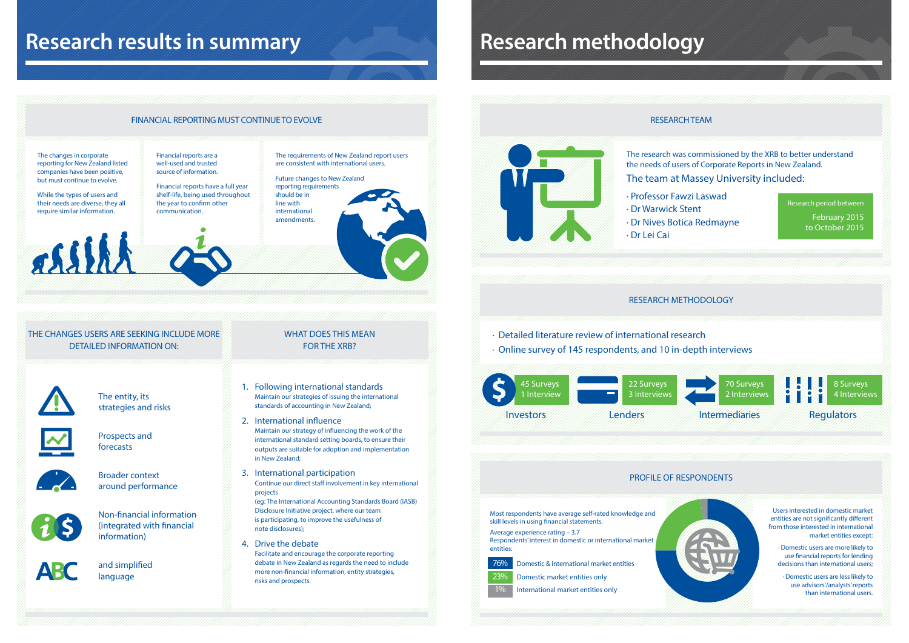# Research results in summary

## FINANCIAL REPORTING MUST CONTINUE TO EVOLVE

The changes in corporate reporting for New Zealand listed companies have been positive, but must continue to evolve.

While the types of users and their needs are diverse, they all require similar information.

Financial reports are a well-used and trusted source of information.

Financial reports have a full year shelf-life, being used throughout the year to confirm other communication.

The requirements of New Zealand report users are consistent with international users.

Future changes to New Zealand reporting requirements should be in line with international amendments.

## THE CHANGES USERS ARE SEEKING INCLUDE MORE DETAILED INFORMATION ON:

- The entity, its strategies and risks
- Prospects and forecasts
- Broader context around performance
- Non-financial information (integrated with financial information)
- and simplified language

## WHAT DOES THIS MEAN FOR THE XRB?

1. **International standards**
   Maintain our strategies of issuing the international standards of accounting in New Zealand;
2. **International influence**
   Maintain our strategy of influencing the work of the international standard setting boards, to ensure their outputs are suitable for adoption and implementation in New Zealand;
3. **International participation**
   Continue our direct staff involvement in key international projects
   (eg: The International Accounting Standards Board (IASB) Disclosure Initiative project, where our team is participating, to improve the usefulness of note disclosures);
4. **Drive the debate**
   Facilitate and encourage the corporate reporting debate in New Zealand as regards the need to include more non-financial information, entity strategies, risks and prospects.

# Research methodology

## RESEARCH TEAM

The research was commissioned by the XRB to better understand the needs of users of Corporate Reports in New Zealand.

The team at Massey University included:

- Professor Fawzi Laswad
- Dr Warwick Stent
- Dr Nives Botica Redmayne
- Dr Lei Cai

Research period between February 2015 to October 2015

## RESEARCH METHODOLOGY

- Detailed literature review of international research
- Online survey of 145 respondents, and 10 in-depth interviews

Investors: 45 Surveys, 1 Interview

Lenders: 22 Surveys, 3 Interviews

Intermediaries: 70 Surveys, 2 Interviews

Regulators: 8 Surveys, 4 Interviews

## PROFILE OF RESPONDENTS

Most respondents have average self-rated knowledge and skill levels in using financial statements.

Average experience rating – 3.7

Respondents' interest in domestic or international market entities:

76% Domestic & international market entities

23% Domestic market entities only

1% International market entities only

Users interested in domestic market entities are not significantly different from those interested in international market entities except:

- Domestic users are more likely to use financial reports for lending decisions than international users;
- Domestic users are less likely to use advisors'/analysts' reports than international users.